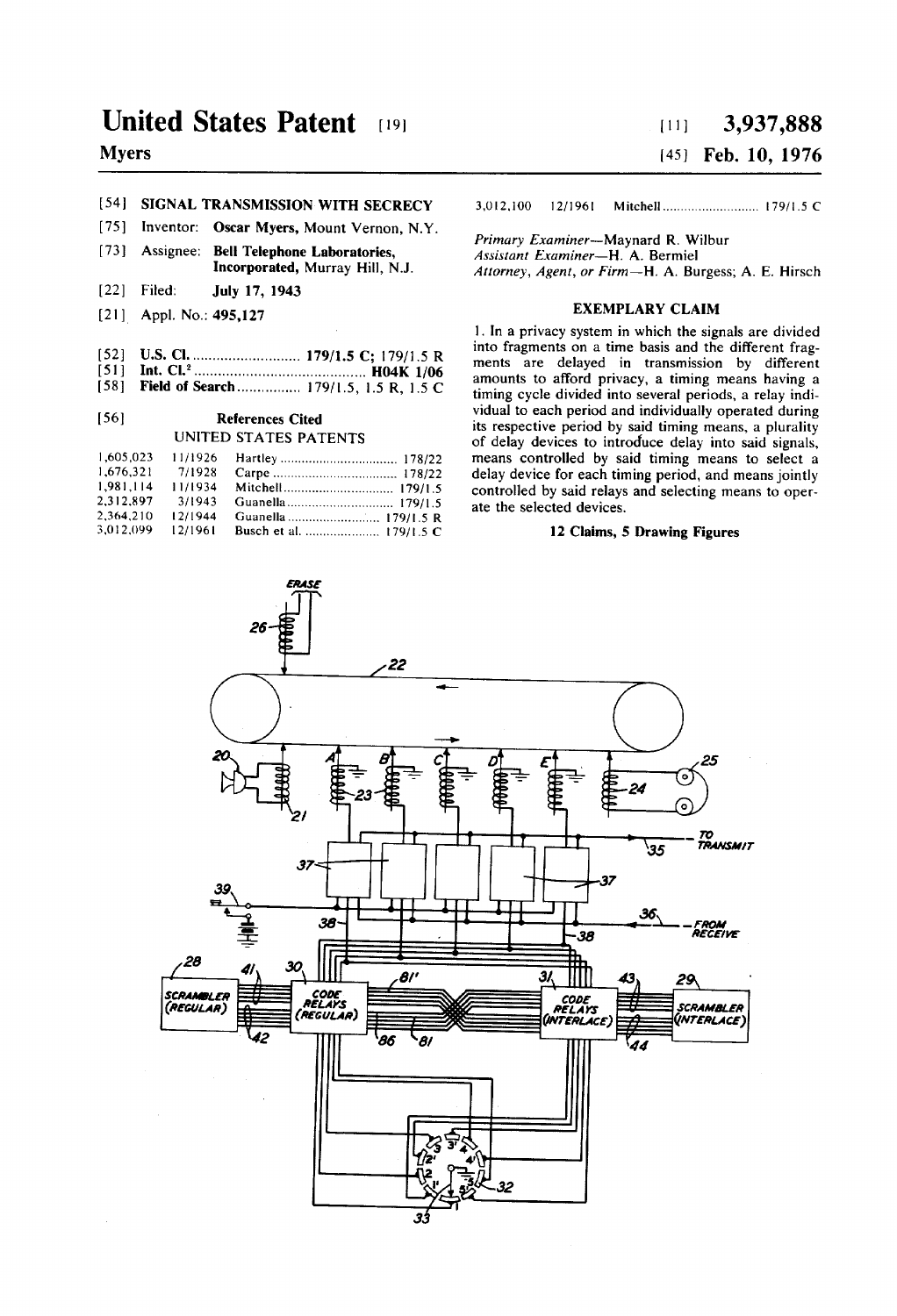# United States Patent [19]

**Myers**

[11] **3,937,888**

[45] **Feb. 10, 1976**

[54] **SIGNAL TRANSMISSION WITH SECRECY**

[75] Inventor: **Oscar Myers,** Mount Vernon, N.Y.

[73] Assignee: **Bell Telephone Laboratories, Incorporated,** Murray Hill, N.J.

[22] Filed: **July 17, 1943**

[21] Appl. No.: **495,127**

[52] **U.S. Cl.** .......................... **179/1.5 C**; 179/1.5 R

[51] **Int. Cl.²** .......................... **H04K 1/06**

[58] **Field of Search** ................ 179/1.5, 1.5 R, 1.5 C

[56] **References Cited**

UNITED STATES PATENTS

| | | | |
|---|---|---|---|
| 1,605,023 | 11/1926 | Hartley | 178/22 |
| 1,676,321 | 7/1928 | Carpe | 178/22 |
| 1,981,114 | 11/1934 | Mitchell | 179/1.5 |
| 2,312,897 | 3/1943 | Guanella | 179/1.5 |
| 2,364,210 | 12/1944 | Guanella | 179/1.5 R |
| 3,012,099 | 12/1961 | Busch et al. | 179/1.5 C |
| 3,012,100 | 12/1961 | Mitchell | 179/1.5 C |

*Primary Examiner*—Maynard R. Wilbur
*Assistant Examiner*—H. A. Bermiel
*Attorney, Agent, or Firm*—H. A. Burgess; A. E. Hirsch

## EXEMPLARY CLAIM

1. In a privacy system in which the signals are divided into fragments on a time basis and the different fragments are delayed in transmission by different amounts to afford privacy, a timing means having a timing cycle divided into several periods, a relay individual to each period and individually operated during its respective period by said timing means, a plurality of delay devices to introduce delay into said signals, means controlled by said timing means to select a delay device for each timing period, and means jointly controlled by said relays and selecting means to operate the selected devices.

**12 Claims, 5 Drawing Figures**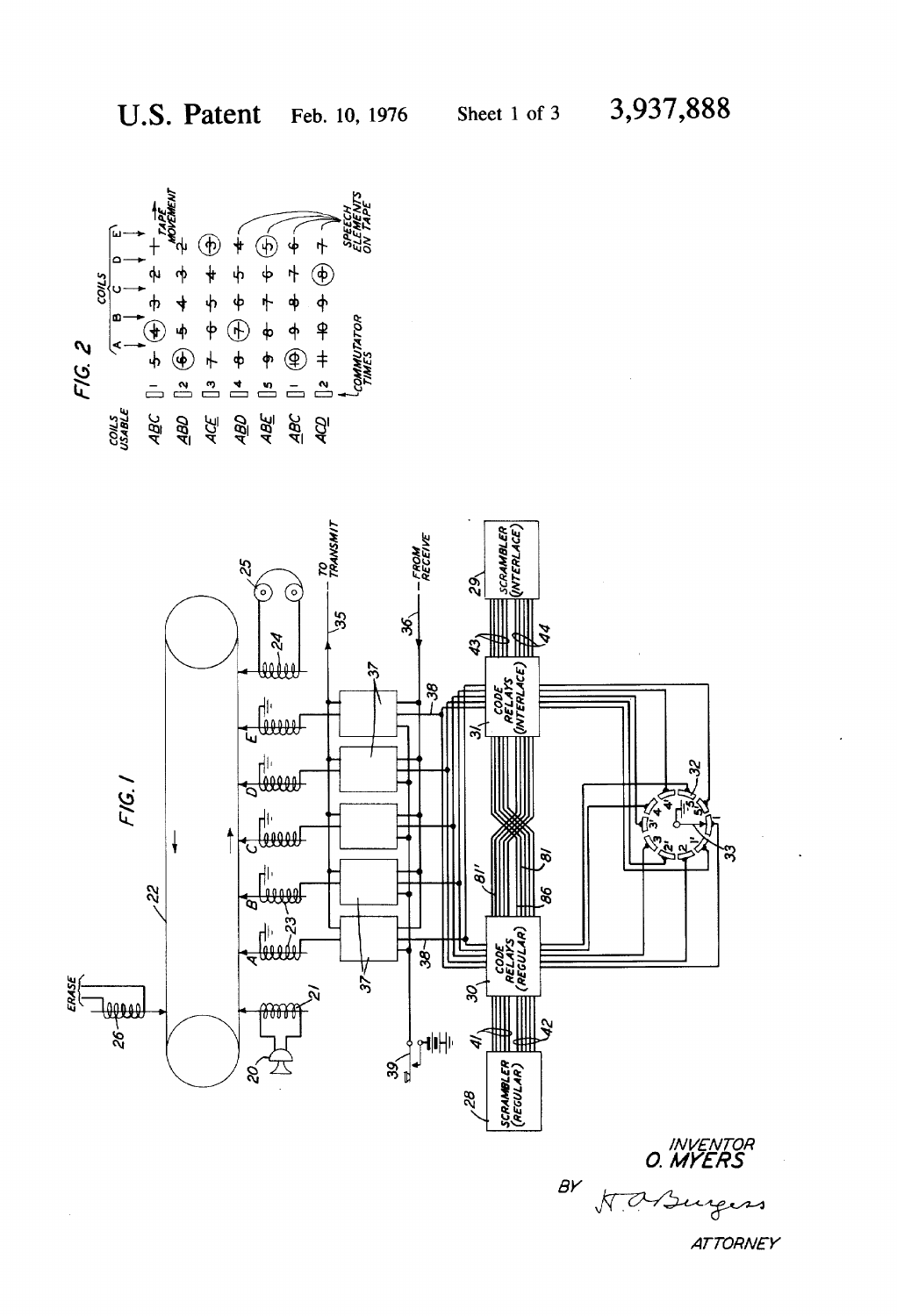U.S. Patent Feb. 10, 1976 Sheet 1 of 3 3,937,888

FIG. 2

FIG. 1

INVENTOR
O. MYERS

BY H. A. Burgess

ATTORNEY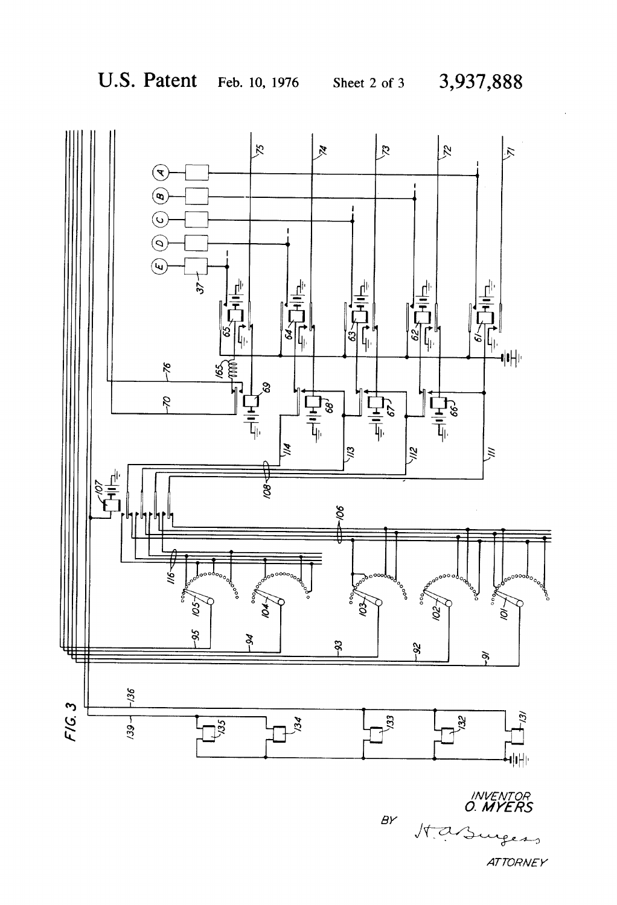U.S. Patent Feb. 10, 1976 Sheet 2 of 3 3,937,888

FIG. 3

INVENTOR
O. MYERS

BY H. A. Burgess

ATTORNEY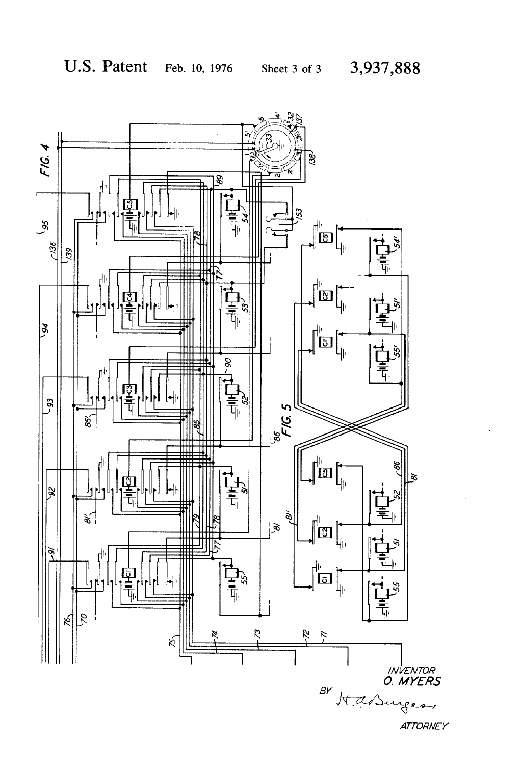FIG. 4

FIG. 5

INVENTOR
O. MYERS

BY H. A. Burgess

ATTORNEY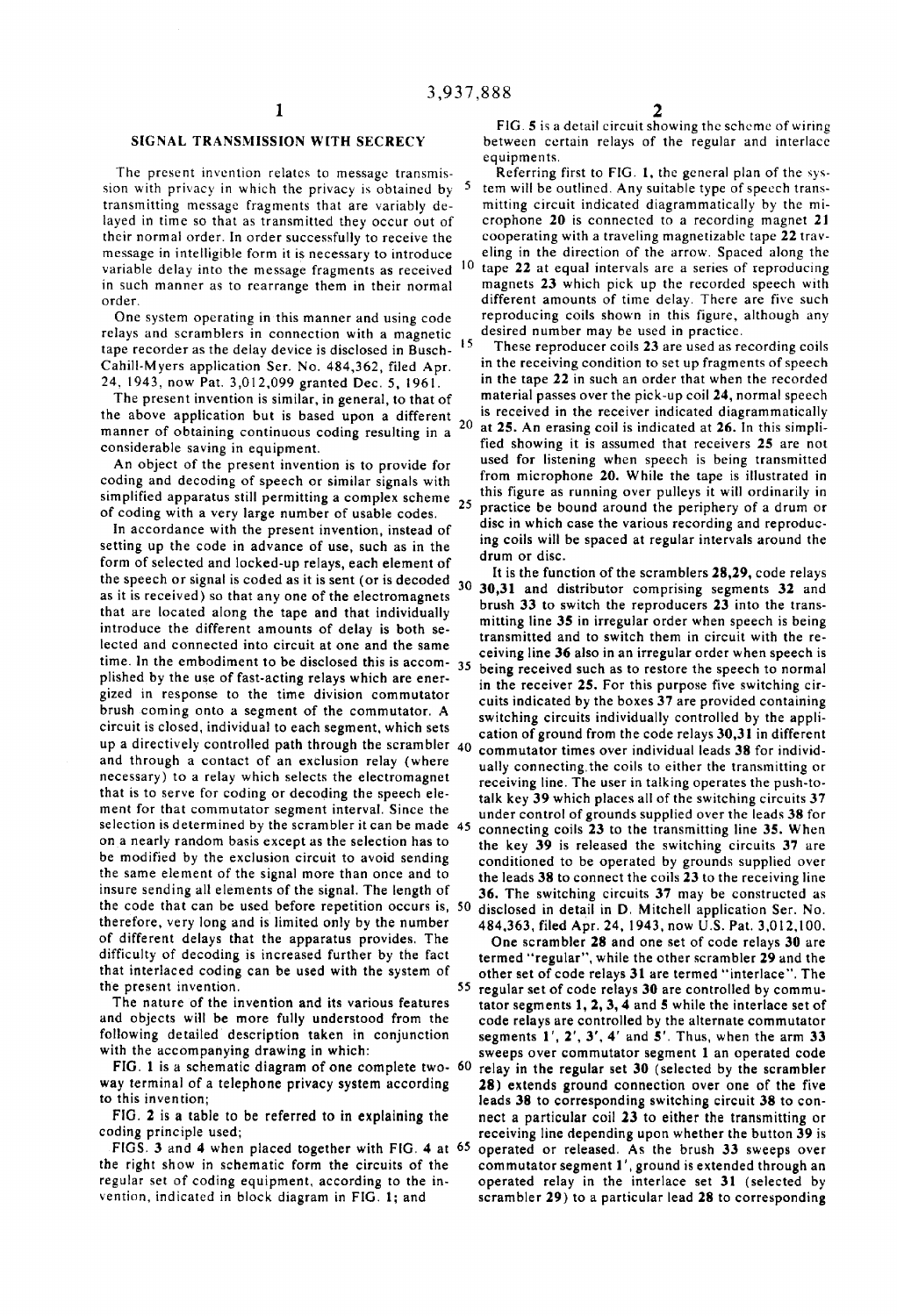## SIGNAL TRANSMISSION WITH SECRECY

The present invention relates to message transmission with privacy in which the privacy is obtained by transmitting message fragments that are variably delayed in time so that as transmitted they occur out of their normal order. In order successfully to receive the message in intelligible form it is necessary to introduce variable delay into the message fragments as received in such manner as to rearrange them in their normal order.

One system operating in this manner and using code relays and scramblers in connection with a magnetic tape recorder as the delay device is disclosed in Busch-Cahill-Myers application Ser. No. 484,362, filed Apr. 24, 1943, now Pat. 3,012,099 granted Dec. 5, 1961.

The present invention is similar, in general, to that of the above application but is based upon a different manner of obtaining continuous coding resulting in a considerable saving in equipment.

An object of the present invention is to provide for coding and decoding of speech or similar signals with simplified apparatus still permitting a complex scheme of coding with a very large number of usable codes.

In accordance with the present invention, instead of setting up the code in advance of use, such as in the form of selected and locked-up relays, each element of the speech or signal is coded as it is sent (or is decoded as it is received) so that any one of the electromagnets that are located along the tape and that individually introduce the different amounts of delay is both selected and connected into circuit at one and the same time. In the embodiment to be disclosed this is accomplished by the use of fast-acting relays which are energized in response to the time division commutator brush coming onto a segment of the commutator. A circuit is closed, individual to each segment, which sets up a directively controlled path through the scrambler and through a contact of an exclusion relay (where necessary) to a relay which selects the electromagnet that is to serve for coding or decoding the speech element for that commutator segment interval. Since the selection is determined by the scrambler it can be made on a nearly random basis except as the selection has to be modified by the exclusion circuit to avoid sending the same element of the signal more than once and to insure sending all elements of the signal. The length of the code that can be used before repetition occurs is, therefore, very long and is limited only by the number of different delays that the apparatus provides. The difficulty of decoding is increased further by the fact that interlaced coding can be used with the system of the present invention.

The nature of the invention and its various features and objects will be more fully understood from the following detailed description taken in conjunction with the accompanying drawing in which:

FIG. 1 is a schematic diagram of one complete two-way terminal of a telephone privacy system according to this invention;

FIG. 2 is a table to be referred to in explaining the coding principle used;

FIGS. 3 and 4 when placed together with FIG. 4 at the right show in schematic form the circuits of the regular set of coding equipment, according to the invention, indicated in block diagram in FIG. 1; and

FIG. 5 is a detail circuit showing the scheme of wiring between certain relays of the regular and interlace equipments.

Referring first to FIG. 1, the general plan of the system will be outlined. Any suitable type of speech transmitting circuit indicated diagrammatically by the microphone **20** is connected to a recording magnet **21** cooperating with a traveling magnetizable tape **22** traveling in the direction of the arrow. Spaced along the tape **22** at equal intervals are a series of reproducing magnets **23** which pick up the recorded speech with different amounts of time delay. There are five such reproducing coils shown in this figure, although any desired number may be used in practice.

These reproducer coils **23** are used as recording coils in the receiving condition to set up fragments of speech in the tape **22** in such an order that when the recorded material passes over the pick-up coil **24**, normal speech is received in the receiver indicated diagrammatically at **25**. An erasing coil is indicated at **26**. In this simplified showing it is assumed that receivers **25** are not used for listening when speech is being transmitted from microphone **20**. While the tape is illustrated in this figure as running over pulleys it will ordinarily in practice be bound around the periphery of a drum or disc in which case the various recording and reproducing coils will be spaced at regular intervals around the drum or disc.

It is the function of the scramblers **28,29**, code relays **30,31** and distributor comprising segments **32** and brush **33** to switch the reproducers **23** into the transmitting line **35** in irregular order when speech is being transmitted and to switch them in circuit with the receiving line **36** also in an irregular order when speech is being received such as to restore the speech to normal in the receiver **25**. For this purpose five switching circuits indicated by the boxes **37** are provided containing switching circuits individually controlled by the application of ground from the code relays **30,31** in different commutator times over individual leads **38** for individually connecting the coils to either the transmitting or receiving line. The user in talking operates the push-to-talk key **39** which places all of the switching circuits **37** under control of grounds supplied over the leads **38** for connecting coils **23** to the transmitting line **35**. When the key **39** is released the switching circuits **37** are conditioned to be operated by grounds supplied over the leads **38** to connect the coils **23** to the receiving line **36**. The switching circuits **37** may be constructed as disclosed in detail in D. Mitchell application Ser. No. 484,363, filed Apr. 24, 1943, now U.S. Pat. 3,012,100.

One scrambler **28** and one set of code relays **30** are termed "regular", while the other scrambler **29** and the other set of code relays **31** are termed "interlace". The regular set of code relays **30** are controlled by commutator segments **1, 2, 3, 4** and **5** while the interlace set of code relays are controlled by the alternate commutator segments **1', 2', 3', 4'** and **5'**. Thus, when the arm **33** sweeps over commutator segment **1** an operated code relay in the regular set **30** (selected by the scrambler **28**) extends ground connection over one of the five leads **38** to corresponding switching circuit **38** to connect a particular coil **23** to either the transmitting or receiving line depending upon whether the button **39** is operated or released. As the brush **33** sweeps over commutator segment **1'**, ground is extended through an operated relay in the interlace set **31** (selected by scrambler **29**) to a particular lead **28** to corresponding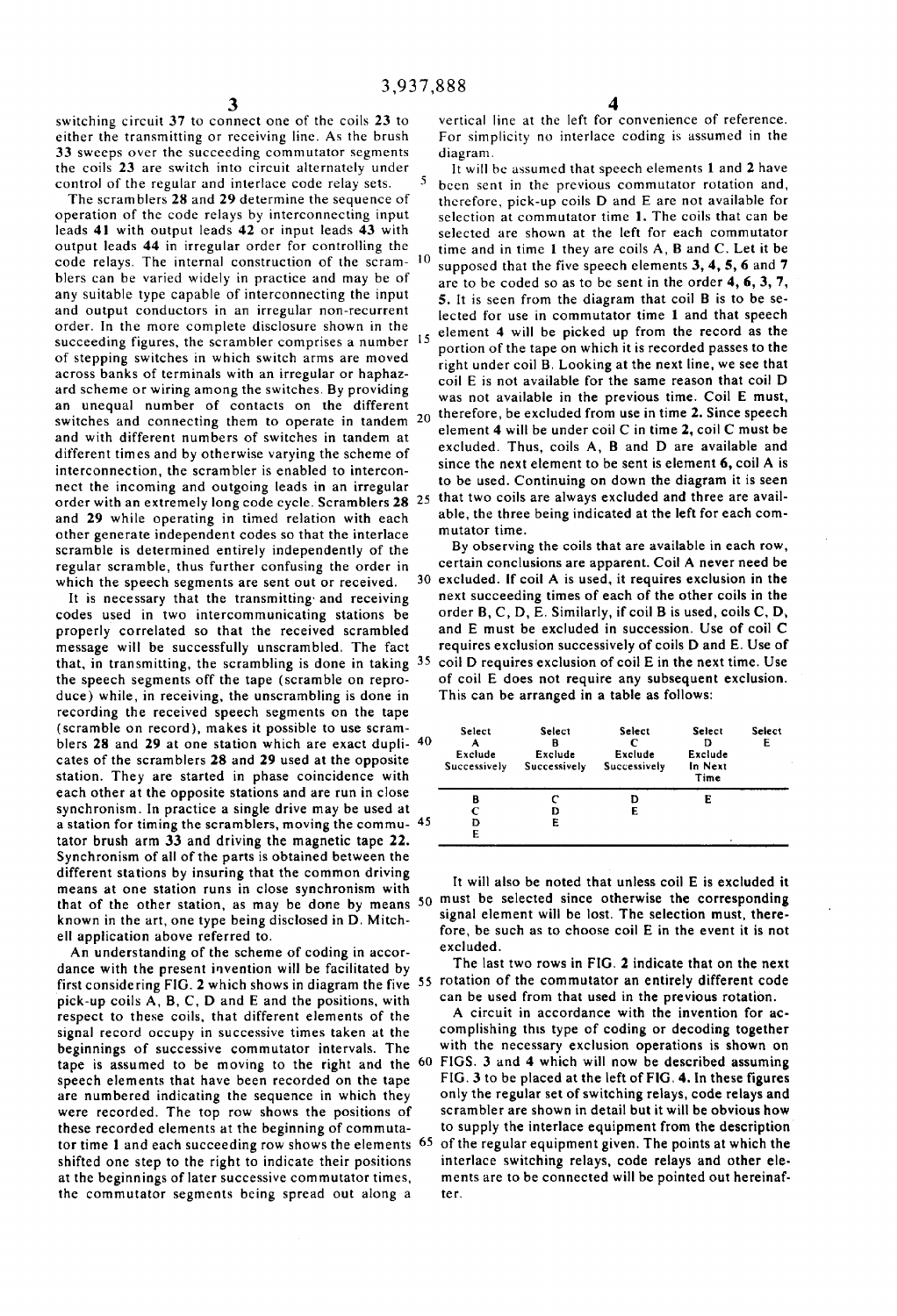switching circuit 37 to connect one of the coils 23 to either the transmitting or receiving line. As the brush 33 sweeps over the succeeding commutator segments the coils 23 are switch into circuit alternately under control of the regular and interlace code relay sets.

The scramblers 28 and 29 determine the sequence of operation of the code relays by interconnecting input leads 41 with output leads 42 or input leads 43 with output leads 44 in irregular order for controlling the code relays. The internal construction of the scramblers can be varied widely in practice and may be of any suitable type capable of interconnecting the input and output conductors in an irregular non-recurrent order. In the more complete disclosure shown in the succeeding figures, the scrambler comprises a number of stepping switches in which switch arms are moved across banks of terminals with an irregular or haphazard scheme or wiring among the switches. By providing an unequal number of contacts on the different switches and connecting them to operate in tandem and with different numbers of switches in tandem at different times and by otherwise varying the scheme of interconnection, the scrambler is enabled to interconnect the incoming and outgoing leads in an irregular order with an extremely long code cycle. Scramblers 28 and 29 while operating in timed relation with each other generate independent codes so that the interlace scramble is determined entirely independently of the regular scramble, thus further confusing the order in which the speech segments are sent out or received.

It is necessary that the transmitting and receiving codes used in two intercommunicating stations be properly correlated so that the received scrambled message will be successfully unscrambled. The fact that, in transmitting, the scrambling is done in taking the speech segments off the tape (scramble on reproduce) while, in receiving, the unscrambling is done in recording the received speech segments on the tape (scramble on record), makes it possible to use scramblers 28 and 29 at one station which are exact duplicates of the scramblers 28 and 29 used at the opposite station. They are started in phase coincidence with each other at the opposite stations and are run in close synchronism. In practice a single drive may be used at a station for timing the scramblers, moving the commutator brush arm 33 and driving the magnetic tape 22. Synchronism of all of the parts is obtained between the different stations by insuring that the common driving means at one station runs in close synchronism with that of the other station, as may be done by means known in the art, one type being disclosed in D. Mitchell application above referred to.

An understanding of the scheme of coding in accordance with the present invention will be facilitated by first considering FIG. 2 which shows in diagram the five pick-up coils A, B, C, D and E and the positions, with respect to these coils, that different elements of the signal record occupy in successive times taken at the beginnings of successive commutator intervals. The tape is assumed to be moving to the right and the speech elements that have been recorded on the tape are numbered indicating the sequence in which they were recorded. The top row shows the positions of these recorded elements at the beginning of commutator time 1 and each succeeding row shows the elements shifted one step to the right to indicate their positions at the beginnings of later successive commutator times, the commutator segments being spread out along a vertical line at the left for convenience of reference. For simplicity no interlace coding is assumed in the diagram.

It will be assumed that speech elements 1 and 2 have been sent in the previous commutator rotation and, therefore, pick-up coils D and E are not available for selection at commutator time 1. The coils that can be selected are shown at the left for each commutator time and in time 1 they are coils A, B and C. Let it be supposed that the five speech elements 3, 4, 5, 6 and 7 are to be coded so as to be sent in the order 4, 6, 3, 7, 5. It is seen from the diagram that coil B is to be selected for use in commutator time 1 and that speech element 4 will be picked up from the record as the portion of the tape on which it is recorded passes to the right under coil B. Looking at the next line, we see that coil E is not available for the same reason that coil D was not available in the previous time. Coil E must, therefore, be excluded from use in time 2. Since speech element 4 will be under coil C in time 2, coil C must be excluded. Thus, coils A, B and D are available and since the next element to be sent is element 6, coil A is to be used. Continuing on down the diagram it is seen that two coils are always excluded and three are available, the three being indicated at the left for each commutator time.

By observing the coils that are available in each row, certain conclusions are apparent. Coil A never need be excluded. If coil A is used, it requires exclusion in the next succeeding times of each of the other coils in the order B, C, D, E. Similarly, if coil B is used, coils C, D, and E must be excluded in succession. Use of coil C requires exclusion successively of coils D and E. Use of coil D requires exclusion of coil E in the next time. Use of coil E does not require any subsequent exclusion. This can be arranged in a table as follows:

| Select A Exclude Successively | Select B Exclude Successively | Select C Exclude Successively | Select D Exclude In Next Time | Select E |
|---|---|---|---|---|
| B | C | D | E | |
| C | D | E | | |
| D | E | | | |
| E | | | | |

It will also be noted that unless coil E is excluded it must be selected since otherwise the corresponding signal element will be lost. The selection must, therefore, be such as to choose coil E in the event it is not excluded.

The last two rows in FIG. 2 indicate that on the next rotation of the commutator an entirely different code can be used from that used in the previous rotation.

A circuit in accordance with the invention for accomplishing this type of coding or decoding together with the necessary exclusion operations is shown on FIGS. 3 and 4 which will now be described assuming FIG. 3 to be placed at the left of FIG. 4. In these figures only the regular set of switching relays, code relays and scrambler are shown in detail but it will be obvious how to supply the interlace equipment from the description of the regular equipment given. The points at which the interlace switching relays, code relays and other elements are to be connected will be pointed out hereinafter.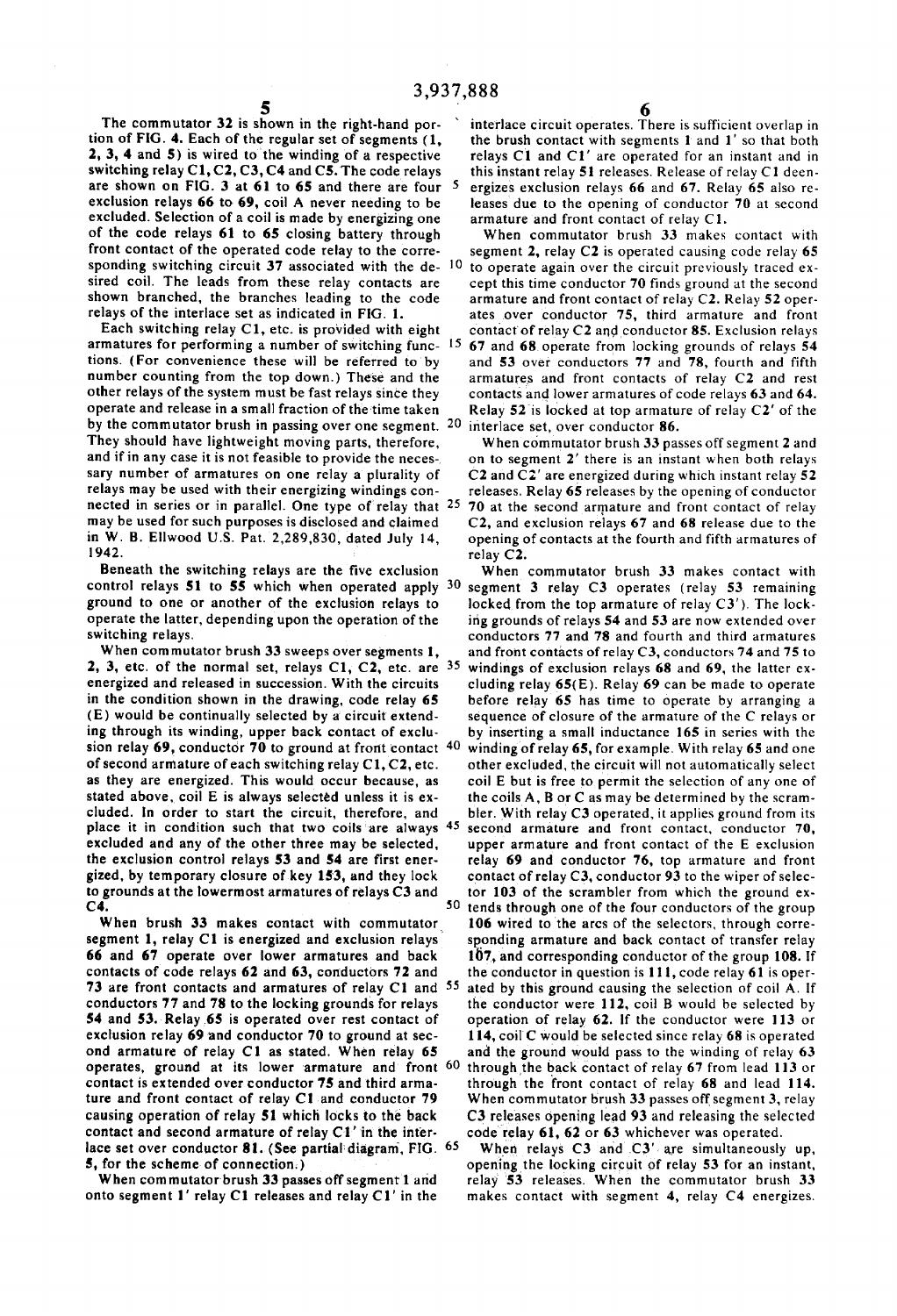The commutator 32 is shown in the right-hand portion of FIG. 4. Each of the regular set of segments (1, 2, 3, 4 and 5) is wired to the winding of a respective switching relay C1, C2, C3, C4 and C5. The code relays are shown on FIG. 3 at 61 to 65 and there are four exclusion relays 66 to 69, coil A never needing to be excluded. Selection of a coil is made by energizing one of the code relays 61 to 65 closing battery through front contact of the operated code relay to the corresponding switching circuit 37 associated with the desired coil. The leads from these relay contacts are shown branched, the branches leading to the code relays of the interlace set as indicated in FIG. 1.

Each switching relay C1, etc. is provided with eight armatures for performing a number of switching functions. (For convenience these will be referred to by number counting from the top down.) These and the other relays of the system must be fast relays since they operate and release in a small fraction of the time taken by the commutator brush in passing over one segment. They should have lightweight moving parts, therefore, and if in any case it is not feasible to provide the necessary number of armatures on one relay a plurality of relays may be used with their energizing windings connected in series or in parallel. One type of relay that may be used for such purposes is disclosed and claimed in W. B. Ellwood U.S. Pat. 2,289,830, dated July 14, 1942.

Beneath the switching relays are the five exclusion control relays 51 to 55 which when operated apply ground to one or another of the exclusion relays to operate the latter, depending upon the operation of the switching relays.

When commutator brush 33 sweeps over segments 1, 2, 3, etc. of the normal set, relays C1, C2, etc. are energized and released in succession. With the circuits in the condition shown in the drawing, code relay 65 (E) would be continually selected by a circuit extending through its winding, upper back contact of exclusion relay 69, conductor 70 to ground at front contact of second armature of each switching relay C1, C2, etc. as they are energized. This would occur because, as stated above, coil E is always selected unless it is excluded. In order to start the circuit, therefore, and place it in condition such that two coils are always excluded and any of the other three may be selected, the exclusion control relays 53 and 54 are first energized, by temporary closure of key 153, and they lock to grounds at the lowermost armatures of relays C3 and C4.

When brush 33 makes contact with commutator segment 1, relay C1 is energized and exclusion relays 66 and 67 operate over lower armatures and back contacts of code relays 62 and 63, conductors 72 and 73 are front contacts and armatures of relay C1 and conductors 77 and 78 to the locking grounds for relays 54 and 53. Relay 65 is operated over rest contact of exclusion relay 69 and conductor 70 to ground at second armature of relay C1 as stated. When relay 65 operates, ground at its lower armature and front contact is extended over conductor 75 and third armature and front contact of relay C1 and conductor 79 causing operation of relay 51 which locks to the back contact and second armature of relay C1' in the interlace set over conductor 81. (See partial diagram, FIG. 5, for the scheme of connection.)

When commutator brush 33 passes off segment 1 and onto segment 1' relay C1 releases and relay C1' in the interlace circuit operates. There is sufficient overlap in the brush contact with segments 1 and 1' so that both relays C1 and C1' are operated for an instant and in this instant relay 51 releases. Release of relay C1 deenergizes exclusion relays 66 and 67. Relay 65 also releases due to the opening of conductor 70 at second armature and front contact of relay C1.

When commutator brush 33 makes contact with segment 2, relay C2 is operated causing code relay 65 to operate again over the circuit previously traced except this time conductor 70 finds ground at the second armature and front contact of relay C2. Relay 52 operates over conductor 75, third armature and front contact of relay C2 and conductor 85. Exclusion relays 67 and 68 operate from locking grounds of relays 54 and 53 over conductors 77 and 78, fourth and fifth armatures and front contacts of relay C2 and rest contacts and lower armatures of code relays 63 and 64. Relay 52 is locked at top armature of relay C2' of the interlace set, over conductor 86.

When commutator brush 33 passes off segment 2 and on to segment 2' there is an instant when both relays C2 and C2' are energized during which instant relay 52 releases. Relay 65 releases by the opening of conductor 70 at the second armature and front contact of relay C2, and exclusion relays 67 and 68 release due to the opening of contacts at the fourth and fifth armatures of relay C2.

When commutator brush 33 makes contact with segment 3 relay C3 operates (relay 53 remaining locked from the top armature of relay C3'). The locking grounds of relays 54 and 53 are now extended over conductors 77 and 78 and fourth and third armatures and front contacts of relay C3, conductors 74 and 75 to windings of exclusion relays 68 and 69, the latter excluding relay 65(E). Relay 69 can be made to operate before relay 65 has time to operate by arranging a sequence of closure of the armature of the C relays or by inserting a small inductance 165 in series with the winding of relay 65, for example. With relay 65 and one other excluded, the circuit will not automatically select coil E but is free to permit the selection of any one of the coils A, B or C as may be determined by the scrambler. With relay C3 operated, it applies ground from its second armature and front contact, conductor 70, upper armature and front contact of the E exclusion relay 69 and conductor 76, top armature and front contact of relay C3, conductor 93 to the wiper of selector 103 of the scrambler from which the ground extends through one of the four conductors of the group 106 wired to the arcs of the selectors, through corresponding armature and back contact of transfer relay 107, and corresponding conductor of the group 108. If the conductor in question is 111, code relay 61 is operated by this ground causing the selection of coil A. If the conductor were 112, coil B would be selected by operation of relay 62. If the conductor were 113 or 114, coil C would be selected since relay 68 is operated and the ground would pass to the winding of relay 63 through the back contact of relay 67 from lead 113 or through the front contact of relay 68 and lead 114. When commutator brush 33 passes off segment 3, relay C3 releases opening lead 93 and releasing the selected code relay 61, 62 or 63 whichever was operated.

When relays C3 and C3' are simultaneously up, opening the locking circuit of relay 53 for an instant, relay 53 releases. When the commutator brush 33 makes contact with segment 4, relay C4 energizes.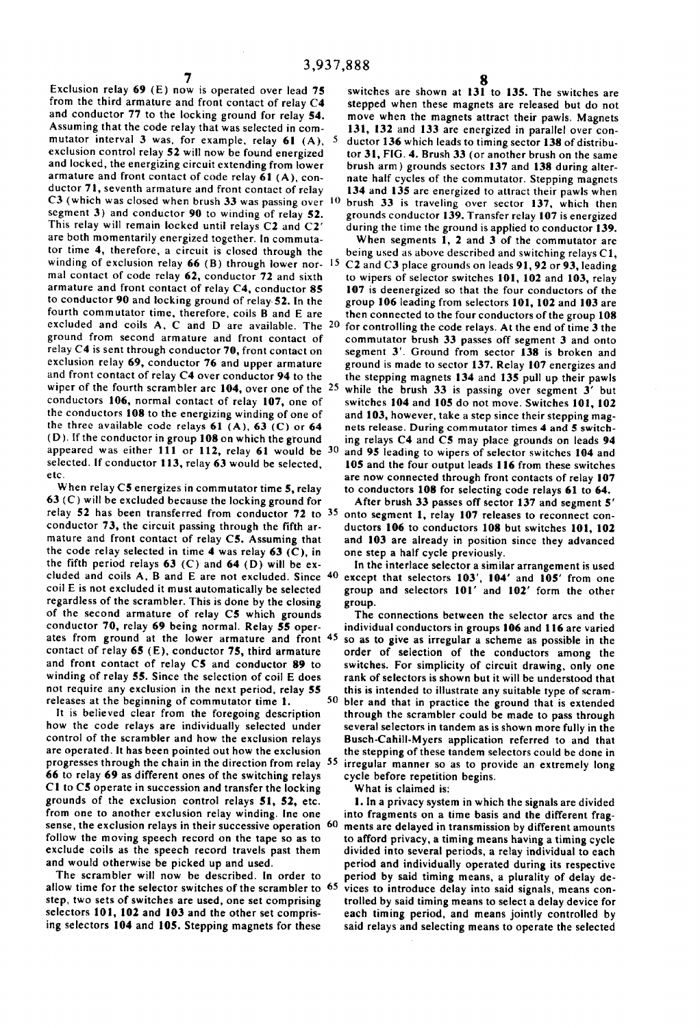Exclusion relay 69 (E) now is operated over lead 75 from the third armature and front contact of relay C4 and conductor 77 to the locking ground for relay 54. Assuming that the code relay that was selected in commutator interval 3 was, for example, relay 61 (A), exclusion control relay 52 will now be found energized and locked, the energizing circuit extending from lower armature and front contact of code relay 61 (A), conductor 71, seventh armature and front contact of relay C3 (which was closed when brush 33 was passing over segment 3) and conductor 90 to winding of relay 52. This relay will remain locked until relays C2 and C2' are both momentarily energized together. In commutator time 4, therefore, a circuit is closed through the winding of exclusion relay 66 (B) through lower normal contact of code relay 62, conductor 72 and sixth armature and front contact of relay C4, conductor 85 to conductor 90 and locking ground of relay 52. In the fourth commutator time, therefore, coils B and E are excluded and coils A, C and D are available. The ground from second armature and front contact of relay C4 is sent through conductor 70, front contact on exclusion relay 69, conductor 76 and upper armature and front contact of relay C4 over conductor 94 to the wiper of the fourth scrambler arc 104, over one of the conductors 106, normal contact of relay 107, one of the conductors 108 to the energizing winding of one of the three available code relays 61 (A), 63 (C) or 64 (D). If the conductor in group 108 on which the ground appeared was either 111 or 112, relay 61 would be selected. If conductor 113, relay 63 would be selected, etc.

When relay C5 energizes in commutator time 5, relay 63 (C) will be excluded because the locking ground for relay 52 has been transferred from conductor 72 to conductor 73, the circuit passing through the fifth armature and front contact of relay C5. Assuming that the code relay selected in time 4 was relay 63 (C), in the fifth period relays 63 (C) and 64 (D) will be excluded and coils A, B and E are not excluded. Since coil E is not excluded it must automatically be selected regardless of the scrambler. This is done by the closing of the second armature of relay C5 which grounds conductor 70, relay 69 being normal. Relay 55 operates from ground at the lower armature and front contact of relay 65 (E), conductor 75, third armature and front contact of relay C5 and conductor 89 to winding of relay 55. Since the selection of coil E does not require any exclusion in the next period, relay 55 releases at the beginning of commutator time 1.

It is believed clear from the foregoing description how the code relays are individually selected under control of the scrambler and how the exclusion relays are operated. It has been pointed out how the exclusion progresses through the chain in the direction from relay 66 to relay 69 as different ones of the switching relays C1 to C5 operate in succession and transfer the locking grounds of the exclusion control relays 51, 52, etc. from one to another exclusion relay winding. Ine one sense, the exclusion relays in their successive operation follow the moving speech record on the tape so as to exclude coils as the speech record travels past them and would otherwise be picked up and used.

The scrambler will now be described. In order to allow time for the selector switches of the scrambler to step, two sets of switches are used, one set comprising selectors 101, 102 and 103 and the other set comprising selectors 104 and 105. Stepping magnets for these switches are shown at 131 to 135. The switches are stepped when these magnets are released but do not move when the magnets attract their pawls. Magnets 131, 132 and 133 are energized in parallel over conductor 136 which leads to timing sector 138 of distributor 31, FIG. 4. Brush 33 (or another brush on the same brush arm) grounds sectors 137 and 138 during alternate half cycles of the commutator. Stepping magnets 134 and 135 are energized to attract their pawls when brush 33 is traveling over sector 137, which then grounds conductor 139. Transfer relay 107 is energized during the time the ground is applied to conductor 139.

When segments 1, 2 and 3 of the commutator are being used as above described and switching relays C1, C2 and C3 place grounds on leads 91, 92 or 93, leading to wipers of selector switches 101, 102 and 103, relay 107 is deenergized so that the four conductors of the group 106 leading from selectors 101, 102 and 103 are then connected to the four conductors of the group 108 for controlling the code relays. At the end of time 3 the commutator brush 33 passes off segment 3 and onto segment 3'. Ground from sector 138 is broken and ground is made to sector 137. Relay 107 energizes and the stepping magnets 134 and 135 pull up their pawls while the brush 33 is passing over segment 3' but switches 104 and 105 do not move. Switches 101, 102 and 103, however, take a step since their stepping magnets release. During commutator times 4 and 5 switching relays C4 and C5 may place grounds on leads 94 and 95 leading to wipers of selector switches 104 and 105 and the four output leads 116 from these switches are now connected through front contacts of relay 107 to conductors 108 for selecting code relays 61 to 64.

After brush 33 passes off sector 137 and segment 5' onto segment 1, relay 107 releases to reconnect conductors 106 to conductors 108 but switches 101, 102 and 103 are already in position since they advanced one step a half cycle previously.

In the interlace selector a similar arrangement is used except that selectors 103', 104' and 105' from one group and selectors 101' and 102' form the other group.

The connections between the selector arcs and the individual conductors in groups 106 and 116 are varied so as to give as irregular a scheme as possible in the order of selection of the conductors among the switches. For simplicity of circuit drawing, only one rank of selectors is shown but it will be understood that this is intended to illustrate any suitable type of scrambler and that in practice the ground that is extended through the scrambler could be made to pass through several selectors in tandem as is shown more fully in the Busch-Cahill-Myers application referred to and that the stepping of these tandem selectors could be done in irregular manner so as to provide an extremely long cycle before repetition begins.

What is claimed is:

1. In a privacy system in which the signals are divided into fragments on a time basis and the different fragments are delayed in transmission by different amounts to afford privacy, a timing means having a timing cycle divided into several periods, a relay individual to each period and individually operated during its respective period by said timing means, a plurality of delay devices to introduce delay into said signals, means controlled by said timing means to select a delay device for each timing period, and means jointly controlled by said relays and selecting means to operate the selected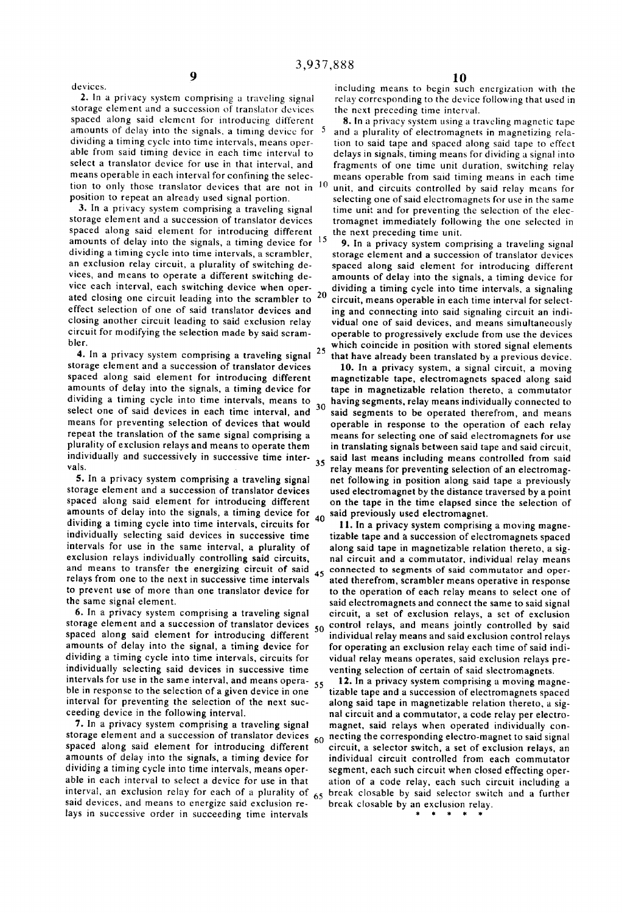devices.

2. In a privacy system comprising a traveling signal storage element and a succession of translator devices spaced along said element for introducing different amounts of delay into the signals, a timing device for dividing a timing cycle into time intervals, means operable from said timing device in each time interval to select a translator device for use in that interval, and means operable in each interval for confining the selection to only those translator devices that are not in position to repeat an already used signal portion.

3. In a privacy system comprising a traveling signal storage element and a succession of translator devices spaced along said element for introducing different amounts of delay into the signals, a timing device for dividing a timing cycle into time intervals, a scrambler, an exclusion relay circuit, a plurality of switching devices, and means to operate a different switching device each interval, each switching device when operated closing one circuit leading into the scrambler to effect selection of one of said translator devices and closing another circuit leading to said exclusion relay circuit for modifying the selection made by said scrambler.

4. In a privacy system comprising a traveling signal storage element and a succession of translator devices spaced along said element for introducing different amounts of delay into the signals, a timing device for dividing a timing cycle into time intervals, means to select one of said devices in each time interval, and means for preventing selection of devices that would repeat the translation of the same signal comprising a plurality of exclusion relays and means to operate them individually and successively in successive time intervals.

5. In a privacy system comprising a traveling signal storage element and a succession of translator devices spaced along said element for introducing different amounts of delay into the signals, a timing device for dividing a timing cycle into time intervals, circuits for individually selecting said devices in successive time intervals for use in the same interval, a plurality of exclusion relays individually controlling said circuits, and means to transfer the energizing circuit of said relays from one to the next in successive time intervals to prevent use of more than one translator device for the same signal element.

6. In a privacy system comprising a traveling signal storage element and a succession of translator devices spaced along said element for introducing different amounts of delay into the signal, a timing device for dividing a timing cycle into time intervals, circuits for individually selecting said devices in successive time intervals for use in the same interval, and means operable in response to the selection of a given device in one interval for preventing the selection of the next succeeding device in the following interval.

7. In a privacy system comprising a traveling signal storage element and a succession of translator devices spaced along said element for introducing different amounts of delay into the signals, a timing device for dividing a timing cycle into time intervals, means operable in each interval to select a device for use in that interval, an exclusion relay for each of a plurality of said devices, and means to energize said exclusion relays in successive order in succeeding time intervals including means to begin such energization with the relay corresponding to the device following that used in the next preceding time interval.

8. In a privacy system using a traveling magnetic tape and a plurality of electromagnets in magnetizing relation to said tape and spaced along said tape to effect delays in signals, timing means for dividing a signal into fragments of one time unit duration, switching relay means operable from said timing means in each time unit, and circuits controlled by said relay means for selecting one of said electromagnets for use in the same time unit and for preventing the selection of the electromagnet immediately following the one selected in the next preceding time unit.

9. In a privacy system comprising a traveling signal storage element and a succession of translator devices spaced along said element for introducing different amounts of delay into the signals, a timing device for dividing a timing cycle into time intervals, a signaling circuit, means operable in each time interval for selecting and connecting into said signaling circuit an individual one of said devices, and means simultaneously operable to progressively exclude from use the devices which coincide in position with stored signal elements that have already been translated by a previous device.

10. In a privacy system, a signal circuit, a moving magnetizable tape, electromagnets spaced along said tape in magnetizable relation thereto, a commutator having segments, relay means individually connected to said segments to be operated therefrom, and means operable in response to the operation of each relay means for selecting one of said electromagnets for use in translating signals between said tape and said circuit, said last means including means controlled from said relay means for preventing selection of an electromagnet following in position along said tape a previously used electromagnet by the distance traversed by a point on the tape in the time elapsed since the selection of said previously used electromagnet.

11. In a privacy system comprising a moving magnetizable tape and a succession of electromagnets spaced along said tape in magnetizable relation thereto, a signal circuit and a commutator, individual relay means connected to segments of said commutator and operated therefrom, scrambler means operative in response to the operation of each relay means to select one of said electromagnets and connect the same to said signal circuit, a set of exclusion relays, a set of exclusion control relays, and means jointly controlled by said individual relay means and said exclusion control relays for operating an exclusion relay each time of said individual relay means operates, said exclusion relays preventing selection of certain of said slectromagnets.

12. In a privacy system comprising a moving magnetizable tape and a succession of electromagnets spaced along said tape in magnetizable relation thereto, a signal circuit and a commutator, a code relay per electromagnet, said relays when operated individually connecting the corresponding electro-magnet to said signal circuit, a selector switch, a set of exclusion relays, an individual circuit controlled from each commutator segment, each such circuit when closed effecting operation of a code relay, each such circuit including a break closable by said selector switch and a further break closable by an exclusion relay.

* * * * *